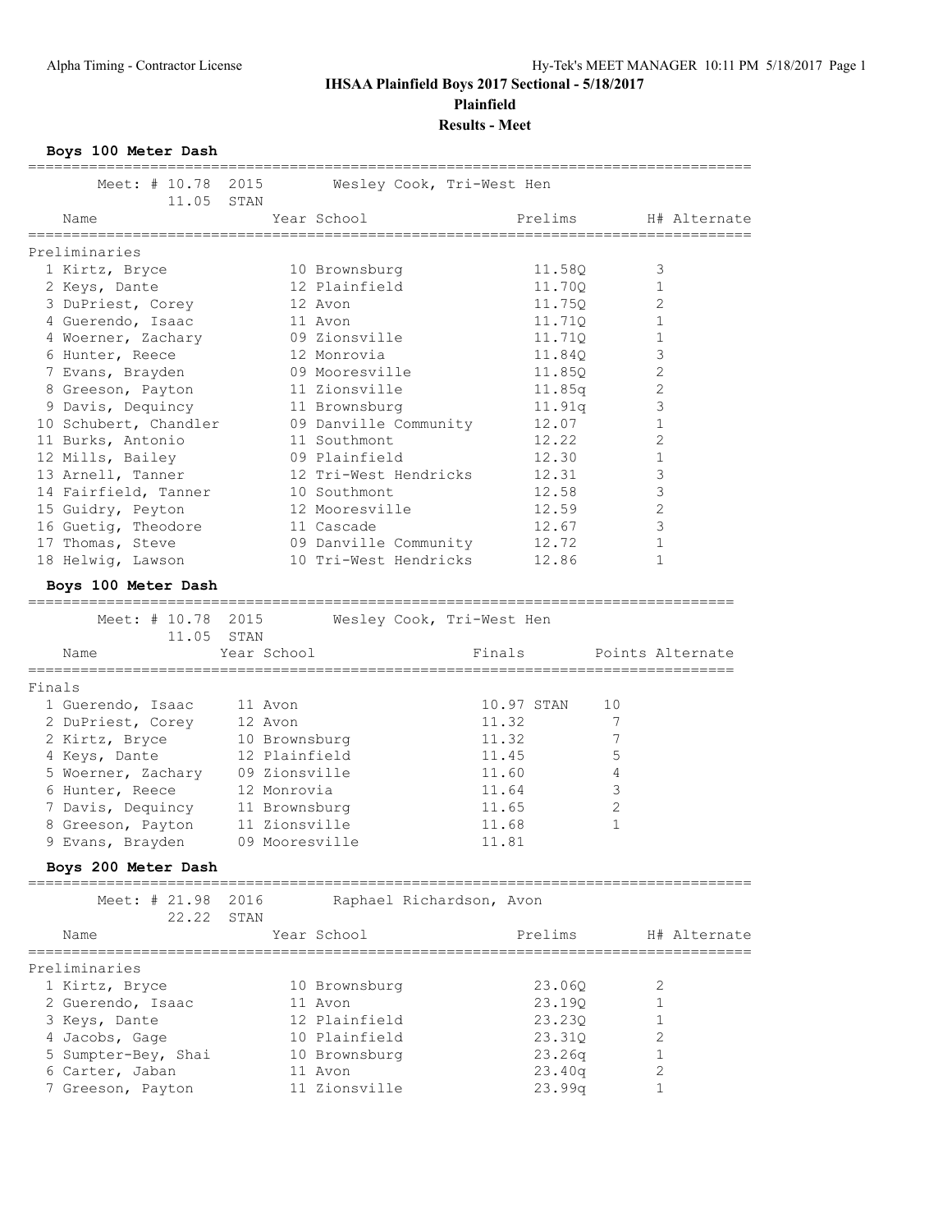**IHSAA Plainfield Boys 2017 Sectional - 5/18/2017**

**Plainfield**

**Results - Meet**

## Boys 100 Meter Dash

Meet: # 10.78 2015 Wesley Cook, Tri-West Hen
11.05 STAN

| | Name | Year | School | Prelims | H# | Alternate |
|---|---|---|---|---|---|---|
| **Preliminaries** | | | | | | |
| 1 | Kirtz, Bryce | 10 | Brownsburg | 11.58Q | 3 | |
| 2 | Keys, Dante | 12 | Plainfield | 11.70Q | 1 | |
| 3 | DuPriest, Corey | 12 | Avon | 11.75Q | 2 | |
| 4 | Guerendo, Isaac | 11 | Avon | 11.71Q | 1 | |
| 4 | Woerner, Zachary | 09 | Zionsville | 11.71Q | 1 | |
| 6 | Hunter, Reece | 12 | Monrovia | 11.84Q | 3 | |
| 7 | Evans, Brayden | 09 | Mooresville | 11.85Q | 2 | |
| 8 | Greeson, Payton | 11 | Zionsville | 11.85q | 2 | |
| 9 | Davis, Dequincy | 11 | Brownsburg | 11.91q | 3 | |
| 10 | Schubert, Chandler | 09 | Danville Community | 12.07 | 1 | |
| 11 | Burks, Antonio | 11 | Southmont | 12.22 | 2 | |
| 12 | Mills, Bailey | 09 | Plainfield | 12.30 | 1 | |
| 13 | Arnell, Tanner | 12 | Tri-West Hendricks | 12.31 | 3 | |
| 14 | Fairfield, Tanner | 10 | Southmont | 12.58 | 3 | |
| 15 | Guidry, Peyton | 12 | Mooresville | 12.59 | 2 | |
| 16 | Guetig, Theodore | 11 | Cascade | 12.67 | 3 | |
| 17 | Thomas, Steve | 09 | Danville Community | 12.72 | 1 | |
| 18 | Helwig, Lawson | 10 | Tri-West Hendricks | 12.86 | 1 | |

## Boys 100 Meter Dash

Meet: # 10.78 2015 Wesley Cook, Tri-West Hen
11.05 STAN

| | Name | Year | School | Finals | Points | Alternate |
|---|---|---|---|---|---|---|
| **Finals** | | | | | | |
| 1 | Guerendo, Isaac | 11 | Avon | 10.97 STAN | 10 | |
| 2 | DuPriest, Corey | 12 | Avon | 11.32 | 7 | |
| 2 | Kirtz, Bryce | 10 | Brownsburg | 11.32 | 7 | |
| 4 | Keys, Dante | 12 | Plainfield | 11.45 | 5 | |
| 5 | Woerner, Zachary | 09 | Zionsville | 11.60 | 4 | |
| 6 | Hunter, Reece | 12 | Monrovia | 11.64 | 3 | |
| 7 | Davis, Dequincy | 11 | Brownsburg | 11.65 | 2 | |
| 8 | Greeson, Payton | 11 | Zionsville | 11.68 | 1 | |
| 9 | Evans, Brayden | 09 | Mooresville | 11.81 | | |

## Boys 200 Meter Dash

Meet: # 21.98 2016 Raphael Richardson, Avon
22.22 STAN

| | Name | Year | School | Prelims | H# | Alternate |
|---|---|---|---|---|---|---|
| **Preliminaries** | | | | | | |
| 1 | Kirtz, Bryce | 10 | Brownsburg | 23.06Q | 2 | |
| 2 | Guerendo, Isaac | 11 | Avon | 23.19Q | 1 | |
| 3 | Keys, Dante | 12 | Plainfield | 23.23Q | 1 | |
| 4 | Jacobs, Gage | 10 | Plainfield | 23.31Q | 2 | |
| 5 | Sumpter-Bey, Shai | 10 | Brownsburg | 23.26q | 1 | |
| 6 | Carter, Jaban | 11 | Avon | 23.40q | 2 | |
| 7 | Greeson, Payton | 11 | Zionsville | 23.99q | 1 | |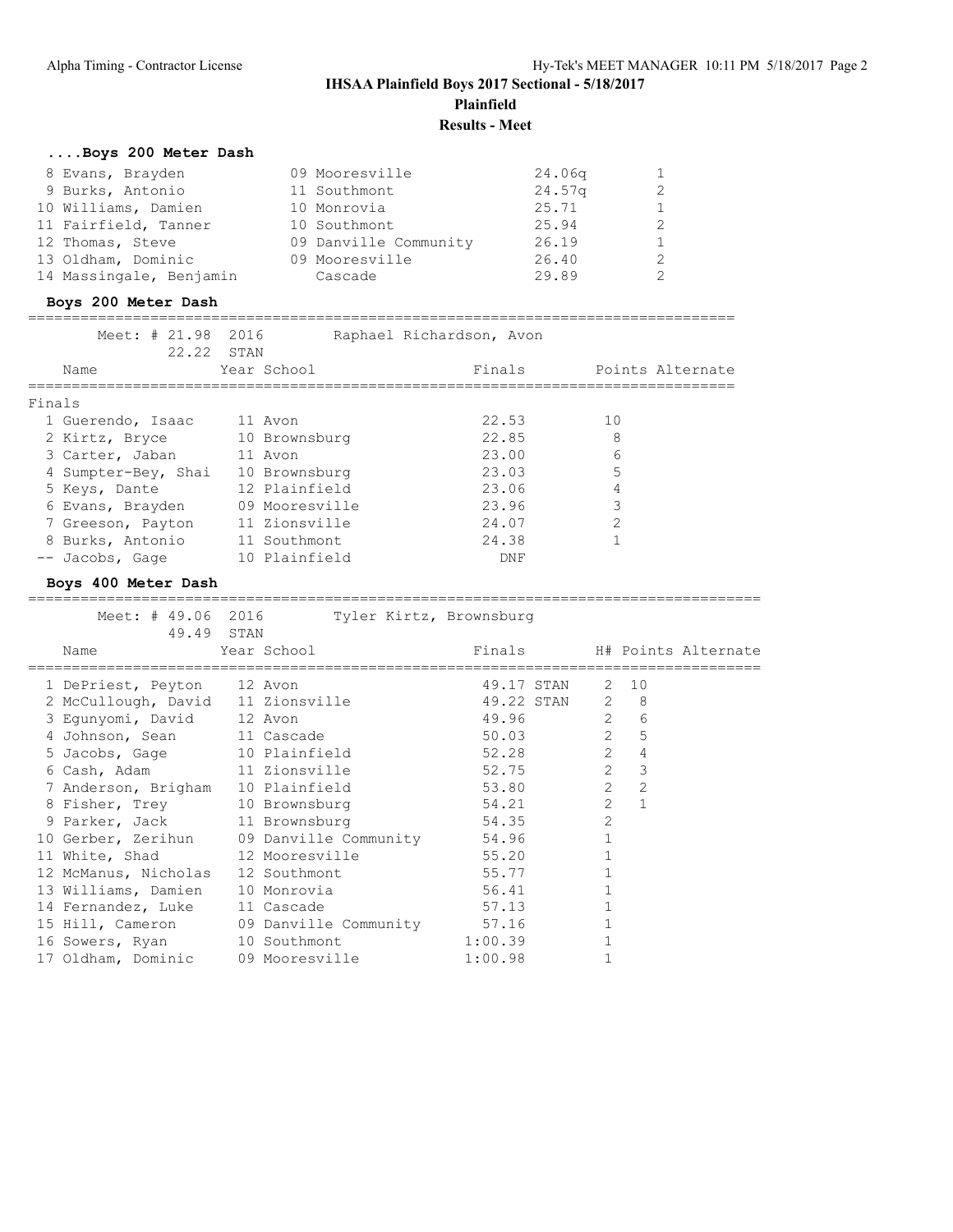**IHSAA Plainfield Boys 2017 Sectional - 5/18/2017**

**Plainfield**

**Results - Meet**

### ....Boys 200 Meter Dash

| Place | Name | Year | School | Prelims | H# |
|---|---|---|---|---|---|
| 8 | Evans, Brayden | 09 | Mooresville | 24.06q | 1 |
| 9 | Burks, Antonio | 11 | Southmont | 24.57q | 2 |
| 10 | Williams, Damien | 10 | Monrovia | 25.71 | 1 |
| 11 | Fairfield, Tanner | 10 | Southmont | 25.94 | 2 |
| 12 | Thomas, Steve | 09 | Danville Community | 26.19 | 1 |
| 13 | Oldham, Dominic | 09 | Mooresville | 26.40 | 2 |
| 14 | Massingale, Benjamin | | Cascade | 29.89 | 2 |

### Boys 200 Meter Dash

Meet: # 21.98 2016 Raphael Richardson, Avon
22.22 STAN

Finals

| Place | Name | Year | School | Finals | Points | Alternate |
|---|---|---|---|---|---|---|
| 1 | Guerendo, Isaac | 11 | Avon | 22.53 | 10 | |
| 2 | Kirtz, Bryce | 10 | Brownsburg | 22.85 | 8 | |
| 3 | Carter, Jaban | 11 | Avon | 23.00 | 6 | |
| 4 | Sumpter-Bey, Shai | 10 | Brownsburg | 23.03 | 5 | |
| 5 | Keys, Dante | 12 | Plainfield | 23.06 | 4 | |
| 6 | Evans, Brayden | 09 | Mooresville | 23.96 | 3 | |
| 7 | Greeson, Payton | 11 | Zionsville | 24.07 | 2 | |
| 8 | Burks, Antonio | 11 | Southmont | 24.38 | 1 | |
| -- | Jacobs, Gage | 10 | Plainfield | DNF | | |

### Boys 400 Meter Dash

Meet: # 49.06 2016 Tyler Kirtz, Brownsburg
49.49 STAN

| Place | Name | Year | School | Finals | H# | Points | Alternate |
|---|---|---|---|---|---|---|---|
| 1 | DePriest, Peyton | 12 | Avon | 49.17 STAN | 2 | 10 | |
| 2 | McCullough, David | 11 | Zionsville | 49.22 STAN | 2 | 8 | |
| 3 | Egunyomi, David | 12 | Avon | 49.96 | 2 | 6 | |
| 4 | Johnson, Sean | 11 | Cascade | 50.03 | 2 | 5 | |
| 5 | Jacobs, Gage | 10 | Plainfield | 52.28 | 2 | 4 | |
| 6 | Cash, Adam | 11 | Zionsville | 52.75 | 2 | 3 | |
| 7 | Anderson, Brigham | 10 | Plainfield | 53.80 | 2 | 2 | |
| 8 | Fisher, Trey | 10 | Brownsburg | 54.21 | 2 | 1 | |
| 9 | Parker, Jack | 11 | Brownsburg | 54.35 | 2 | | |
| 10 | Gerber, Zerihun | 09 | Danville Community | 54.96 | 1 | | |
| 11 | White, Shad | 12 | Mooresville | 55.20 | 1 | | |
| 12 | McManus, Nicholas | 12 | Southmont | 55.77 | 1 | | |
| 13 | Williams, Damien | 10 | Monrovia | 56.41 | 1 | | |
| 14 | Fernandez, Luke | 11 | Cascade | 57.13 | 1 | | |
| 15 | Hill, Cameron | 09 | Danville Community | 57.16 | 1 | | |
| 16 | Sowers, Ryan | 10 | Southmont | 1:00.39 | 1 | | |
| 17 | Oldham, Dominic | 09 | Mooresville | 1:00.98 | 1 | | |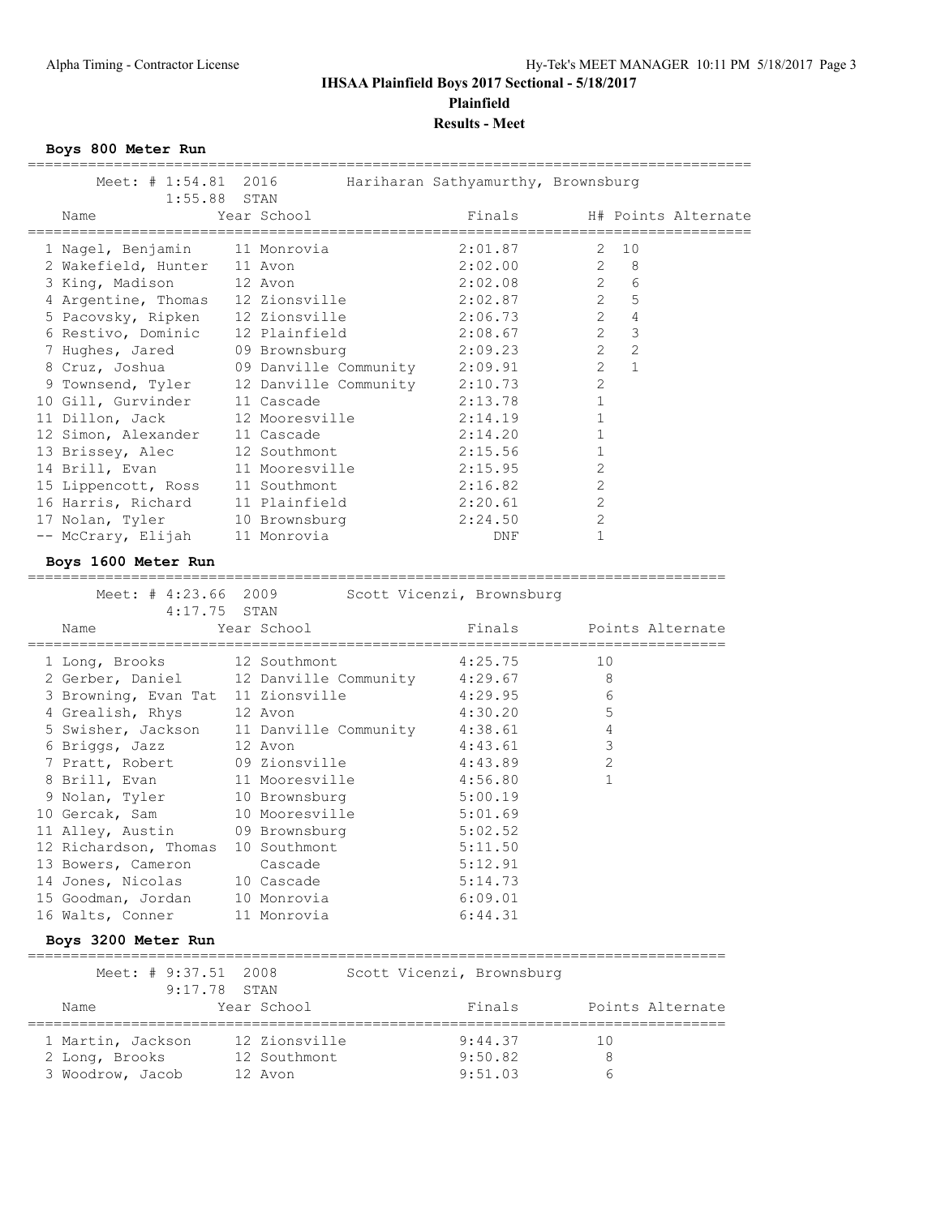# IHSAA Plainfield Boys 2017 Sectional - 5/18/2017

**Plainfield**

**Results - Meet**

### Boys 800 Meter Run

Meet: # 1:54.81 2016 Hariharan Sathyamurthy, Brownsburg
1:55.88 STAN

| Place | Name | Year | School | Finals | H# | Points | Alternate |
|---|---|---|---|---|---|---|---|
| 1 | Nagel, Benjamin | 11 | Monrovia | 2:01.87 | 2 | 10 | |
| 2 | Wakefield, Hunter | 11 | Avon | 2:02.00 | 2 | 8 | |
| 3 | King, Madison | 12 | Avon | 2:02.08 | 2 | 6 | |
| 4 | Argentine, Thomas | 12 | Zionsville | 2:02.87 | 2 | 5 | |
| 5 | Pacovsky, Ripken | 12 | Zionsville | 2:06.73 | 2 | 4 | |
| 6 | Restivo, Dominic | 12 | Plainfield | 2:08.67 | 2 | 3 | |
| 7 | Hughes, Jared | 09 | Brownsburg | 2:09.23 | 2 | 2 | |
| 8 | Cruz, Joshua | 09 | Danville Community | 2:09.91 | 2 | 1 | |
| 9 | Townsend, Tyler | 12 | Danville Community | 2:10.73 | 2 | | |
| 10 | Gill, Gurvinder | 11 | Cascade | 2:13.78 | 1 | | |
| 11 | Dillon, Jack | 12 | Mooresville | 2:14.19 | 1 | | |
| 12 | Simon, Alexander | 11 | Cascade | 2:14.20 | 1 | | |
| 13 | Brissey, Alec | 12 | Southmont | 2:15.56 | 1 | | |
| 14 | Brill, Evan | 11 | Mooresville | 2:15.95 | 2 | | |
| 15 | Lippencott, Ross | 11 | Southmont | 2:16.82 | 2 | | |
| 16 | Harris, Richard | 11 | Plainfield | 2:20.61 | 2 | | |
| 17 | Nolan, Tyler | 10 | Brownsburg | 2:24.50 | 2 | | |
| -- | McCrary, Elijah | 11 | Monrovia | DNF | 1 | | |

### Boys 1600 Meter Run

Meet: # 4:23.66 2009 Scott Vicenzi, Brownsburg
4:17.75 STAN

| Place | Name | Year | School | Finals | Points | Alternate |
|---|---|---|---|---|---|---|
| 1 | Long, Brooks | 12 | Southmont | 4:25.75 | 10 | |
| 2 | Gerber, Daniel | 12 | Danville Community | 4:29.67 | 8 | |
| 3 | Browning, Evan Tat | 11 | Zionsville | 4:29.95 | 6 | |
| 4 | Grealish, Rhys | 12 | Avon | 4:30.20 | 5 | |
| 5 | Swisher, Jackson | 11 | Danville Community | 4:38.61 | 4 | |
| 6 | Briggs, Jazz | 12 | Avon | 4:43.61 | 3 | |
| 7 | Pratt, Robert | 09 | Zionsville | 4:43.89 | 2 | |
| 8 | Brill, Evan | 11 | Mooresville | 4:56.80 | 1 | |
| 9 | Nolan, Tyler | 10 | Brownsburg | 5:00.19 | | |
| 10 | Gercak, Sam | 10 | Mooresville | 5:01.69 | | |
| 11 | Alley, Austin | 09 | Brownsburg | 5:02.52 | | |
| 12 | Richardson, Thomas | 10 | Southmont | 5:11.50 | | |
| 13 | Bowers, Cameron | | Cascade | 5:12.91 | | |
| 14 | Jones, Nicolas | 10 | Cascade | 5:14.73 | | |
| 15 | Goodman, Jordan | 10 | Monrovia | 6:09.01 | | |
| 16 | Walts, Conner | 11 | Monrovia | 6:44.31 | | |

### Boys 3200 Meter Run

Meet: # 9:37.51 2008 Scott Vicenzi, Brownsburg
9:17.78 STAN

| Place | Name | Year | School | Finals | Points | Alternate |
|---|---|---|---|---|---|---|
| 1 | Martin, Jackson | 12 | Zionsville | 9:44.37 | 10 | |
| 2 | Long, Brooks | 12 | Southmont | 9:50.82 | 8 | |
| 3 | Woodrow, Jacob | 12 | Avon | 9:51.03 | 6 | |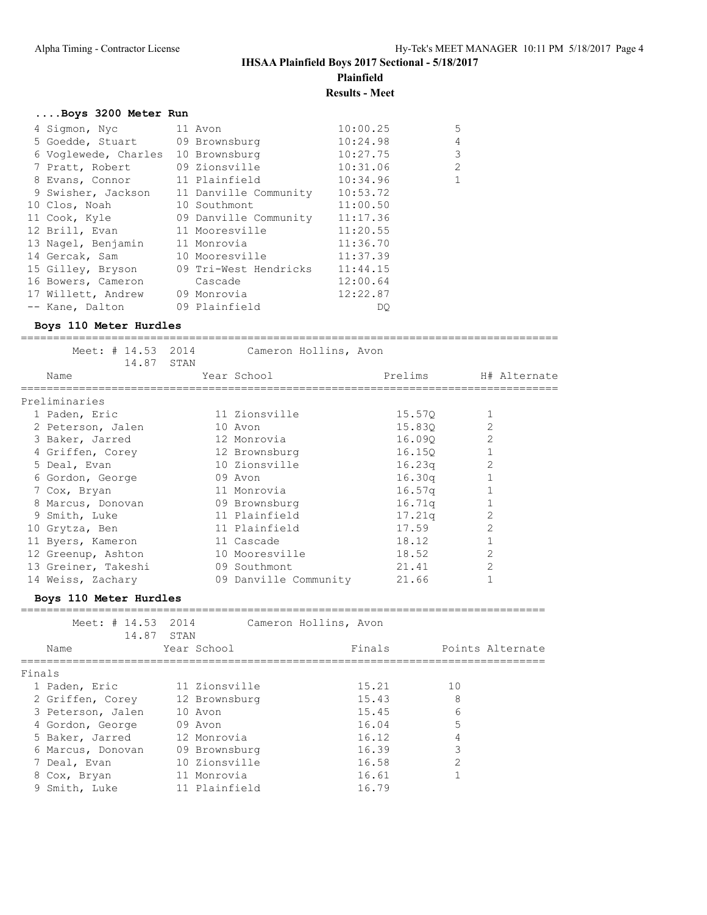**IHSAA Plainfield Boys 2017 Sectional - 5/18/2017**

**Plainfield**

**Results - Meet**

### ....Boys 3200 Meter Run

| Place | Name | Year | School | Finals | Points |
|---|---|---|---|---|---|
| 4 | Sigmon, Nyc | 11 | Avon | 10:00.25 | 5 |
| 5 | Goedde, Stuart | 09 | Brownsburg | 10:24.98 | 4 |
| 6 | Voglewede, Charles | 10 | Brownsburg | 10:27.75 | 3 |
| 7 | Pratt, Robert | 09 | Zionsville | 10:31.06 | 2 |
| 8 | Evans, Connor | 11 | Plainfield | 10:34.96 | 1 |
| 9 | Swisher, Jackson | 11 | Danville Community | 10:53.72 | |
| 10 | Clos, Noah | 10 | Southmont | 11:00.50 | |
| 11 | Cook, Kyle | 09 | Danville Community | 11:17.36 | |
| 12 | Brill, Evan | 11 | Mooresville | 11:20.55 | |
| 13 | Nagel, Benjamin | 11 | Monrovia | 11:36.70 | |
| 14 | Gercak, Sam | 10 | Mooresville | 11:37.39 | |
| 15 | Gilley, Bryson | 09 | Tri-West Hendricks | 11:44.15 | |
| 16 | Bowers, Cameron | | Cascade | 12:00.64 | |
| 17 | Willett, Andrew | 09 | Monrovia | 12:22.87 | |
| -- | Kane, Dalton | 09 | Plainfield | DQ | |

### Boys 110 Meter Hurdles

Meet: # 14.53 2014 Cameron Hollins, Avon
14.87 STAN

Preliminaries

| Place | Name | Year | School | Prelims | H# | Alternate |
|---|---|---|---|---|---|---|
| 1 | Paden, Eric | 11 | Zionsville | 15.57Q | 1 | |
| 2 | Peterson, Jalen | 10 | Avon | 15.83Q | 2 | |
| 3 | Baker, Jarred | 12 | Monrovia | 16.09Q | 2 | |
| 4 | Griffen, Corey | 12 | Brownsburg | 16.15Q | 1 | |
| 5 | Deal, Evan | 10 | Zionsville | 16.23q | 2 | |
| 6 | Gordon, George | 09 | Avon | 16.30q | 1 | |
| 7 | Cox, Bryan | 11 | Monrovia | 16.57q | 1 | |
| 8 | Marcus, Donovan | 09 | Brownsburg | 16.71q | 1 | |
| 9 | Smith, Luke | 11 | Plainfield | 17.21q | 2 | |
| 10 | Grytza, Ben | 11 | Plainfield | 17.59 | 2 | |
| 11 | Byers, Kameron | 11 | Cascade | 18.12 | 1 | |
| 12 | Greenup, Ashton | 10 | Mooresville | 18.52 | 2 | |
| 13 | Greiner, Takeshi | 09 | Southmont | 21.41 | 2 | |
| 14 | Weiss, Zachary | 09 | Danville Community | 21.66 | 1 | |

### Boys 110 Meter Hurdles

Meet: # 14.53 2014 Cameron Hollins, Avon
14.87 STAN

Finals

| Place | Name | Year | School | Finals | Points | Alternate |
|---|---|---|---|---|---|---|
| 1 | Paden, Eric | 11 | Zionsville | 15.21 | 10 | |
| 2 | Griffen, Corey | 12 | Brownsburg | 15.43 | 8 | |
| 3 | Peterson, Jalen | 10 | Avon | 15.45 | 6 | |
| 4 | Gordon, George | 09 | Avon | 16.04 | 5 | |
| 5 | Baker, Jarred | 12 | Monrovia | 16.12 | 4 | |
| 6 | Marcus, Donovan | 09 | Brownsburg | 16.39 | 3 | |
| 7 | Deal, Evan | 10 | Zionsville | 16.58 | 2 | |
| 8 | Cox, Bryan | 11 | Monrovia | 16.61 | 1 | |
| 9 | Smith, Luke | 11 | Plainfield | 16.79 | | |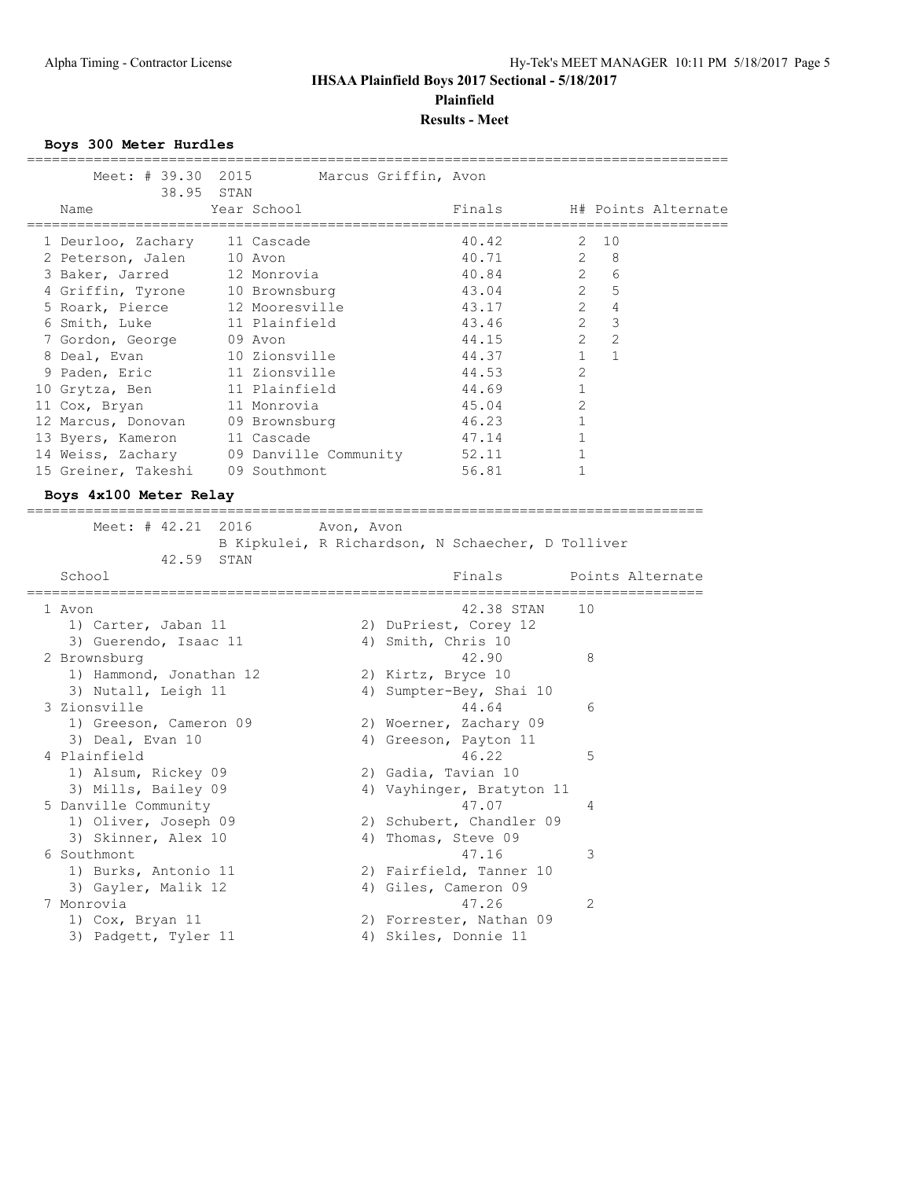# IHSAA Plainfield Boys 2017 Sectional - 5/18/2017

**Plainfield**

**Results - Meet**

### Boys 300 Meter Hurdles

Meet: # 39.30 2015 Marcus Griffin, Avon
38.95 STAN

| Place | Name | Year | School | Finals | H# | Points | Alternate |
|---|---|---|---|---|---|---|---|
| 1 | Deurloo, Zachary | 11 | Cascade | 40.42 | 2 | 10 | |
| 2 | Peterson, Jalen | 10 | Avon | 40.71 | 2 | 8 | |
| 3 | Baker, Jarred | 12 | Monrovia | 40.84 | 2 | 6 | |
| 4 | Griffin, Tyrone | 10 | Brownsburg | 43.04 | 2 | 5 | |
| 5 | Roark, Pierce | 12 | Mooresville | 43.17 | 2 | 4 | |
| 6 | Smith, Luke | 11 | Plainfield | 43.46 | 2 | 3 | |
| 7 | Gordon, George | 09 | Avon | 44.15 | 2 | 2 | |
| 8 | Deal, Evan | 10 | Zionsville | 44.37 | 1 | 1 | |
| 9 | Paden, Eric | 11 | Zionsville | 44.53 | 2 | | |
| 10 | Grytza, Ben | 11 | Plainfield | 44.69 | 1 | | |
| 11 | Cox, Bryan | 11 | Monrovia | 45.04 | 2 | | |
| 12 | Marcus, Donovan | 09 | Brownsburg | 46.23 | 1 | | |
| 13 | Byers, Kameron | 11 | Cascade | 47.14 | 1 | | |
| 14 | Weiss, Zachary | 09 | Danville Community | 52.11 | 1 | | |
| 15 | Greiner, Takeshi | 09 | Southmont | 56.81 | 1 | | |

### Boys 4x100 Meter Relay

Meet: # 42.21 2016 Avon, Avon
B Kipkulei, R Richardson, N Schaecher, D Tolliver
42.59 STAN

| Place | School | Finals | Points | Alternate |
|---|---|---|---|---|
| 1 | Avon | 42.38 STAN | 10 | |
| | 1) Carter, Jaban 11; 2) DuPriest, Corey 12; 3) Guerendo, Isaac 11; 4) Smith, Chris 10 | | | |
| 2 | Brownsburg | 42.90 | 8 | |
| | 1) Hammond, Jonathan 12; 2) Kirtz, Bryce 10; 3) Nutall, Leigh 11; 4) Sumpter-Bey, Shai 10 | | | |
| 3 | Zionsville | 44.64 | 6 | |
| | 1) Greeson, Cameron 09; 2) Woerner, Zachary 09; 3) Deal, Evan 10; 4) Greeson, Payton 11 | | | |
| 4 | Plainfield | 46.22 | 5 | |
| | 1) Alsum, Rickey 09; 2) Gadia, Tavian 10; 3) Mills, Bailey 09; 4) Vayhinger, Bratyton 11 | | | |
| 5 | Danville Community | 47.07 | 4 | |
| | 1) Oliver, Joseph 09; 2) Schubert, Chandler 09; 3) Skinner, Alex 10; 4) Thomas, Steve 09 | | | |
| 6 | Southmont | 47.16 | 3 | |
| | 1) Burks, Antonio 11; 2) Fairfield, Tanner 10; 3) Gayler, Malik 12; 4) Giles, Cameron 09 | | | |
| 7 | Monrovia | 47.26 | 2 | |
| | 1) Cox, Bryan 11; 2) Forrester, Nathan 09; 3) Padgett, Tyler 11; 4) Skiles, Donnie 11 | | | |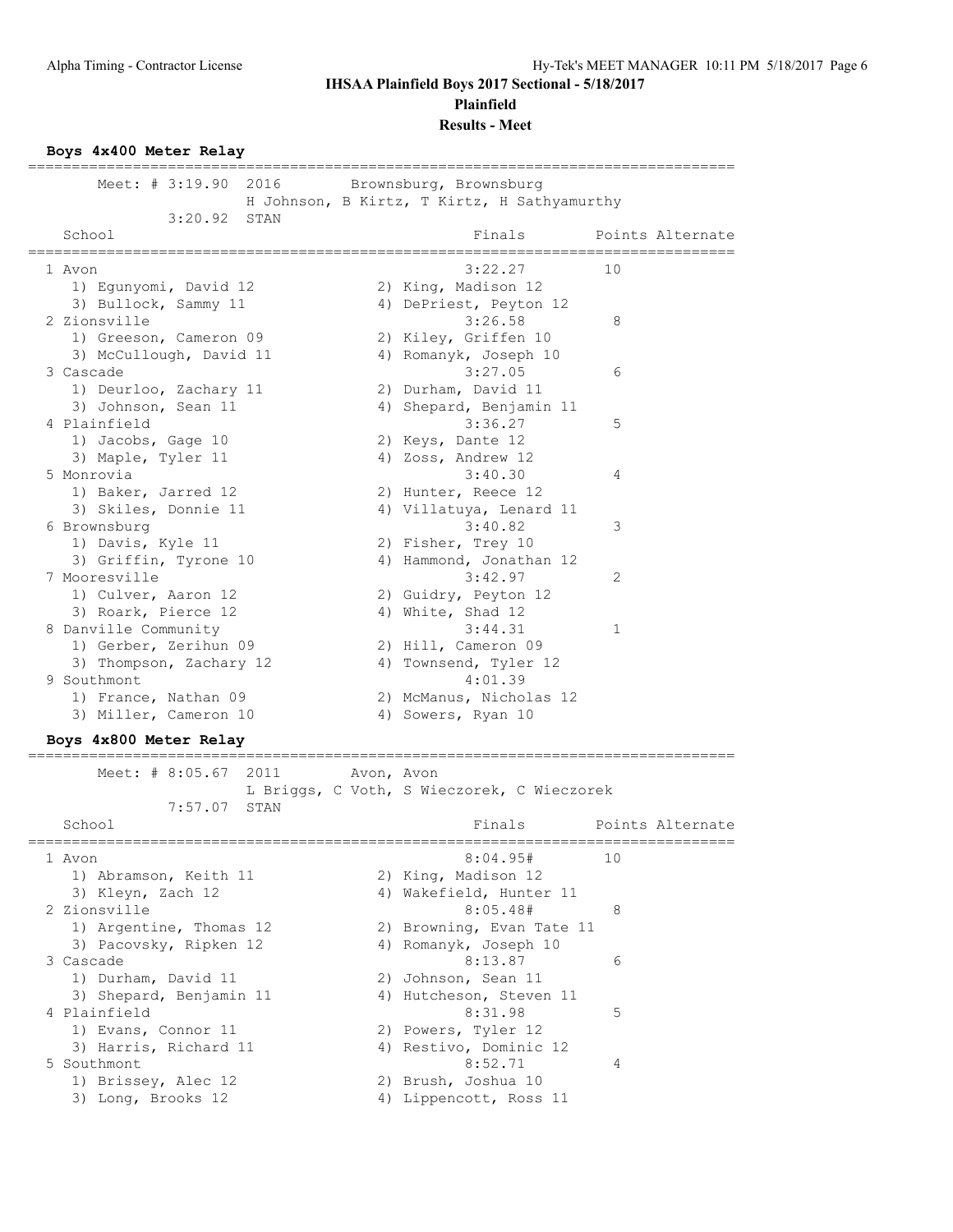**IHSAA Plainfield Boys 2017 Sectional - 5/18/2017**

**Plainfield**

**Results - Meet**

### Boys 4x400 Meter Relay

Meet: # 3:19.90 2016 Brownsburg, Brownsburg
H Johnson, B Kirtz, T Kirtz, H Sathyamurthy
3:20.92 STAN

| School | Finals | Points | Alternate |
|---|---|---|---|
| 1 Avon | 3:22.27 | 10 | |
| 1) Egunyomi, David 12; 2) King, Madison 12; 3) Bullock, Sammy 11; 4) DePriest, Peyton 12 | | | |
| 2 Zionsville | 3:26.58 | 8 | |
| 1) Greeson, Cameron 09; 2) Kiley, Griffen 10; 3) McCullough, David 11; 4) Romanyk, Joseph 10 | | | |
| 3 Cascade | 3:27.05 | 6 | |
| 1) Deurloo, Zachary 11; 2) Durham, David 11; 3) Johnson, Sean 11; 4) Shepard, Benjamin 11 | | | |
| 4 Plainfield | 3:36.27 | 5 | |
| 1) Jacobs, Gage 10; 2) Keys, Dante 12; 3) Maple, Tyler 11; 4) Zoss, Andrew 12 | | | |
| 5 Monrovia | 3:40.30 | 4 | |
| 1) Baker, Jarred 12; 2) Hunter, Reece 12; 3) Skiles, Donnie 11; 4) Villatuya, Lenard 11 | | | |
| 6 Brownsburg | 3:40.82 | 3 | |
| 1) Davis, Kyle 11; 2) Fisher, Trey 10; 3) Griffin, Tyrone 10; 4) Hammond, Jonathan 12 | | | |
| 7 Mooresville | 3:42.97 | 2 | |
| 1) Culver, Aaron 12; 2) Guidry, Peyton 12; 3) Roark, Pierce 12; 4) White, Shad 12 | | | |
| 8 Danville Community | 3:44.31 | 1 | |
| 1) Gerber, Zerihun 09; 2) Hill, Cameron 09; 3) Thompson, Zachary 12; 4) Townsend, Tyler 12 | | | |
| 9 Southmont | 4:01.39 | | |
| 1) France, Nathan 09; 2) McManus, Nicholas 12; 3) Miller, Cameron 10; 4) Sowers, Ryan 10 | | | |

### Boys 4x800 Meter Relay

Meet: # 8:05.67 2011 Avon, Avon
L Briggs, C Voth, S Wieczorek, C Wieczorek
7:57.07 STAN

| School | Finals | Points | Alternate |
|---|---|---|---|
| 1 Avon | 8:04.95# | 10 | |
| 1) Abramson, Keith 11; 2) King, Madison 12; 3) Kleyn, Zach 12; 4) Wakefield, Hunter 11 | | | |
| 2 Zionsville | 8:05.48# | 8 | |
| 1) Argentine, Thomas 12; 2) Browning, Evan Tate 11; 3) Pacovsky, Ripken 12; 4) Romanyk, Joseph 10 | | | |
| 3 Cascade | 8:13.87 | 6 | |
| 1) Durham, David 11; 2) Johnson, Sean 11; 3) Shepard, Benjamin 11; 4) Hutcheson, Steven 11 | | | |
| 4 Plainfield | 8:31.98 | 5 | |
| 1) Evans, Connor 11; 2) Powers, Tyler 12; 3) Harris, Richard 11; 4) Restivo, Dominic 12 | | | |
| 5 Southmont | 8:52.71 | 4 | |
| 1) Brissey, Alec 12; 2) Brush, Joshua 10; 3) Long, Brooks 12; 4) Lippencott, Ross 11 | | | |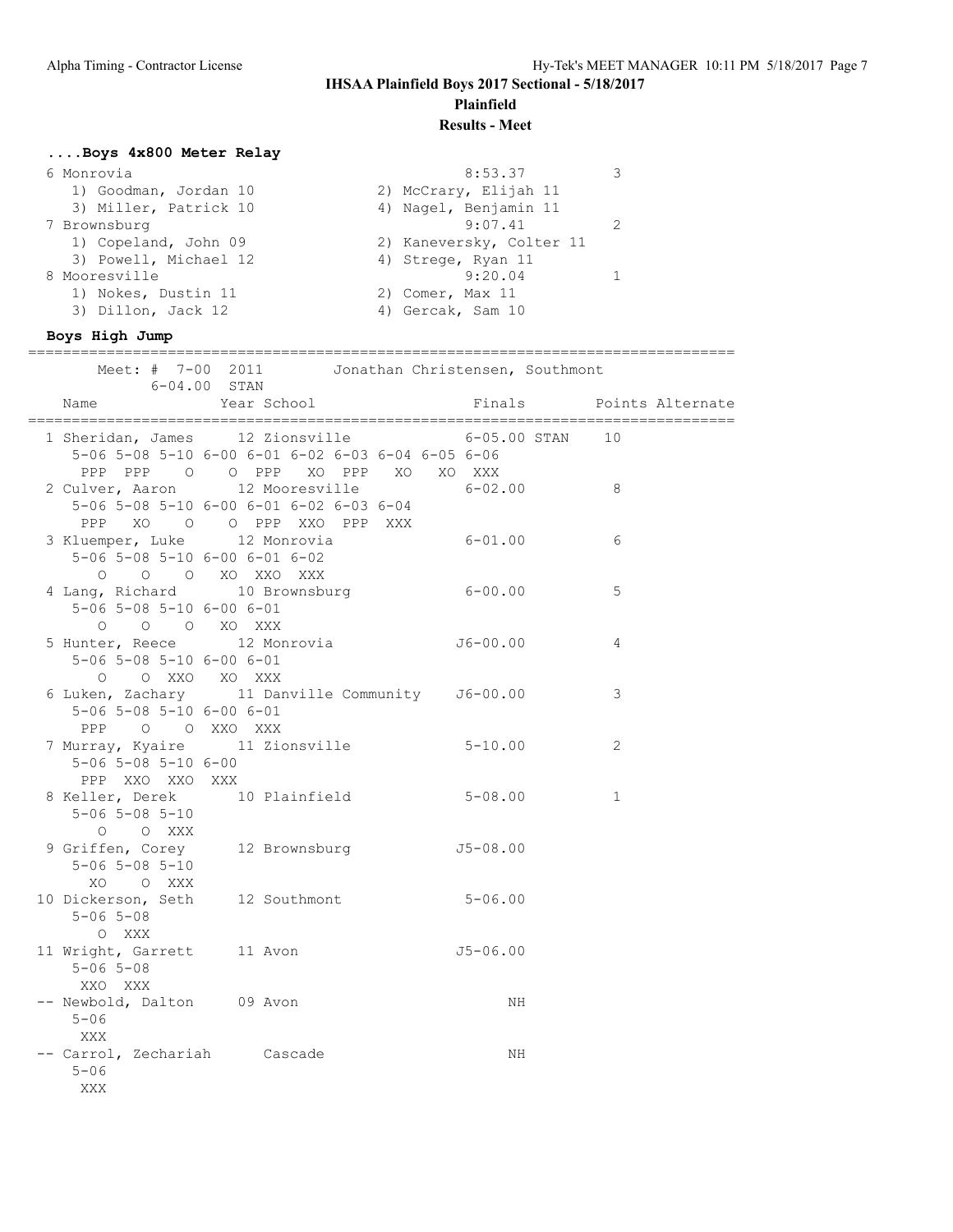# IHSAA Plainfield Boys 2017 Sectional - 5/18/2017

**Plainfield**

**Results - Meet**

### ....Boys 4x800 Meter Relay

| | | | |
|---|---|---|---|
| 6 Monrovia | | 8:53.37 | 3 |
| 1) Goodman, Jordan 10 | 2) McCrary, Elijah 11 | | |
| 3) Miller, Patrick 10 | 4) Nagel, Benjamin 11 | | |
| 7 Brownsburg | | 9:07.41 | 2 |
| 1) Copeland, John 09 | 2) Kaneversky, Colter 11 | | |
| 3) Powell, Michael 12 | 4) Strege, Ryan 11 | | |
| 8 Mooresville | | 9:20.04 | 1 |
| 1) Nokes, Dustin 11 | 2) Comer, Max 11 | | |
| 3) Dillon, Jack 12 | 4) Gercak, Sam 10 | | |

### Boys High Jump

Meet: # 7-00 2011 Jonathan Christensen, Southmont
6-04.00 STAN

```
   Name                Year School                  Finals        Points Alternate
=================================================================================
  1 Sheridan, James     12 Zionsville              6-05.00 STAN   10
     5-06 5-08 5-10 6-00 6-01 6-02 6-03 6-04 6-05 6-06
      PPP  PPP    O    O  PPP   XO  PPP   XO   XO  XXX
  2 Culver, Aaron       12 Mooresville             6-02.00         8
     5-06 5-08 5-10 6-00 6-01 6-02 6-03 6-04
      PPP   XO    O    O  PPP  XXO  PPP  XXX
  3 Kluemper, Luke      12 Monrovia                6-01.00         6
     5-06 5-08 5-10 6-00 6-01 6-02
        O    O    O   XO  XXO  XXX
  4 Lang, Richard       10 Brownsburg              6-00.00         5
     5-06 5-08 5-10 6-00 6-01
        O    O    O   XO  XXX
  5 Hunter, Reece       12 Monrovia               J6-00.00         4
     5-06 5-08 5-10 6-00 6-01
        O    O  XXO   XO  XXX
  6 Luken, Zachary      11 Danville Community     J6-00.00         3
     5-06 5-08 5-10 6-00 6-01
      PPP    O    O  XXO  XXX
  7 Murray, Kyaire      11 Zionsville              5-10.00         2
     5-06 5-08 5-10 6-00
      PPP  XXO  XXO  XXX
  8 Keller, Derek       10 Plainfield              5-08.00         1
     5-06 5-08 5-10
        O    O  XXX
  9 Griffen, Corey      12 Brownsburg             J5-08.00
     5-06 5-08 5-10
       XO    O  XXX
 10 Dickerson, Seth     12 Southmont               5-06.00
     5-06 5-08
        O  XXX
 11 Wright, Garrett     11 Avon                   J5-06.00
     5-06 5-08
      XXO  XXX
 -- Newbold, Dalton     09 Avon                         NH
     5-06
      XXX
 -- Carrol, Zechariah      Cascade                      NH
     5-06
      XXX
```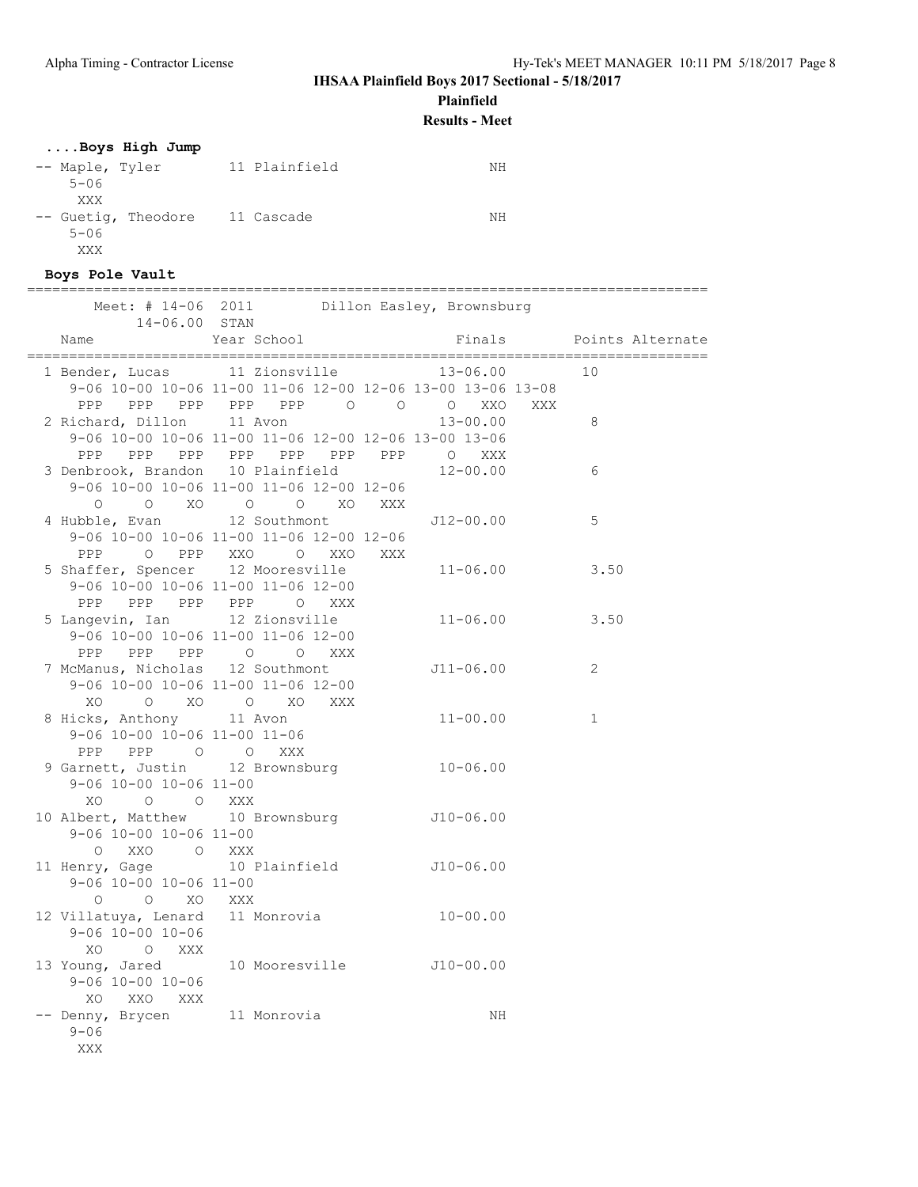**IHSAA Plainfield Boys 2017 Sectional - 5/18/2017**

**Plainfield**

**Results - Meet**

### ....Boys High Jump

```
-- Maple, Tyler         11 Plainfield                 NH
    5-06
    XXX
-- Guetig, Theodore    11 Cascade                     NH
    5-06
    XXX
```

### Boys Pole Vault

```
================================================================================
       Meet: # 14-06  2011        Dillon Easley, Brownsburg
           14-06.00  STAN
   Name               Year School               Finals       Points Alternate
================================================================================
  1 Bender, Lucas        11 Zionsville            13-06.00         10
     9-06 10-00 10-06 11-00 11-06 12-00 12-06 13-00 13-06 13-08
      PPP  PPP  PPP  PPP  PPP    O    O    O  XXO  XXX
  2 Richard, Dillon      11 Avon                  13-00.00          8
     9-06 10-00 10-06 11-00 11-06 12-00 12-06 13-00 13-06
      PPP  PPP  PPP  PPP  PPP  PPP  PPP    O  XXX
  3 Denbrook, Brandon    10 Plainfield            12-00.00          6
     9-06 10-00 10-06 11-00 11-06 12-00 12-06
        O    O   XO    O    O   XO  XXX
  4 Hubble, Evan         12 Southmont            J12-00.00          5
     9-06 10-00 10-06 11-00 11-06 12-00 12-06
      PPP    O  PPP  XXO    O  XXO  XXX
  5 Shaffer, Spencer     12 Mooresville           11-06.00          3.50
     9-06 10-00 10-06 11-00 11-06 12-00
      PPP  PPP  PPP  PPP    O  XXX
  5 Langevin, Ian        12 Zionsville            11-06.00          3.50
     9-06 10-00 10-06 11-00 11-06 12-00
      PPP  PPP  PPP    O    O  XXX
  7 McManus, Nicholas    12 Southmont            J11-06.00          2
     9-06 10-00 10-06 11-00 11-06 12-00
       XO    O   XO    O   XO  XXX
  8 Hicks, Anthony       11 Avon                  11-00.00          1
     9-06 10-00 10-06 11-00 11-06
      PPP  PPP    O    O  XXX
  9 Garnett, Justin      12 Brownsburg            10-06.00
     9-06 10-00 10-06 11-00
       XO    O    O  XXX
 10 Albert, Matthew      10 Brownsburg           J10-06.00
     9-06 10-00 10-06 11-00
        O  XXO    O  XXX
 11 Henry, Gage          10 Plainfield           J10-06.00
     9-06 10-00 10-06 11-00
        O    O   XO  XXX
 12 Villatuya, Lenard    11 Monrovia              10-00.00
     9-06 10-00 10-06
       XO    O  XXX
 13 Young, Jared         10 Mooresville          J10-00.00
     9-06 10-00 10-06
       XO  XXO  XXX
 -- Denny, Brycen        11 Monrovia                    NH
     9-06
     XXX
```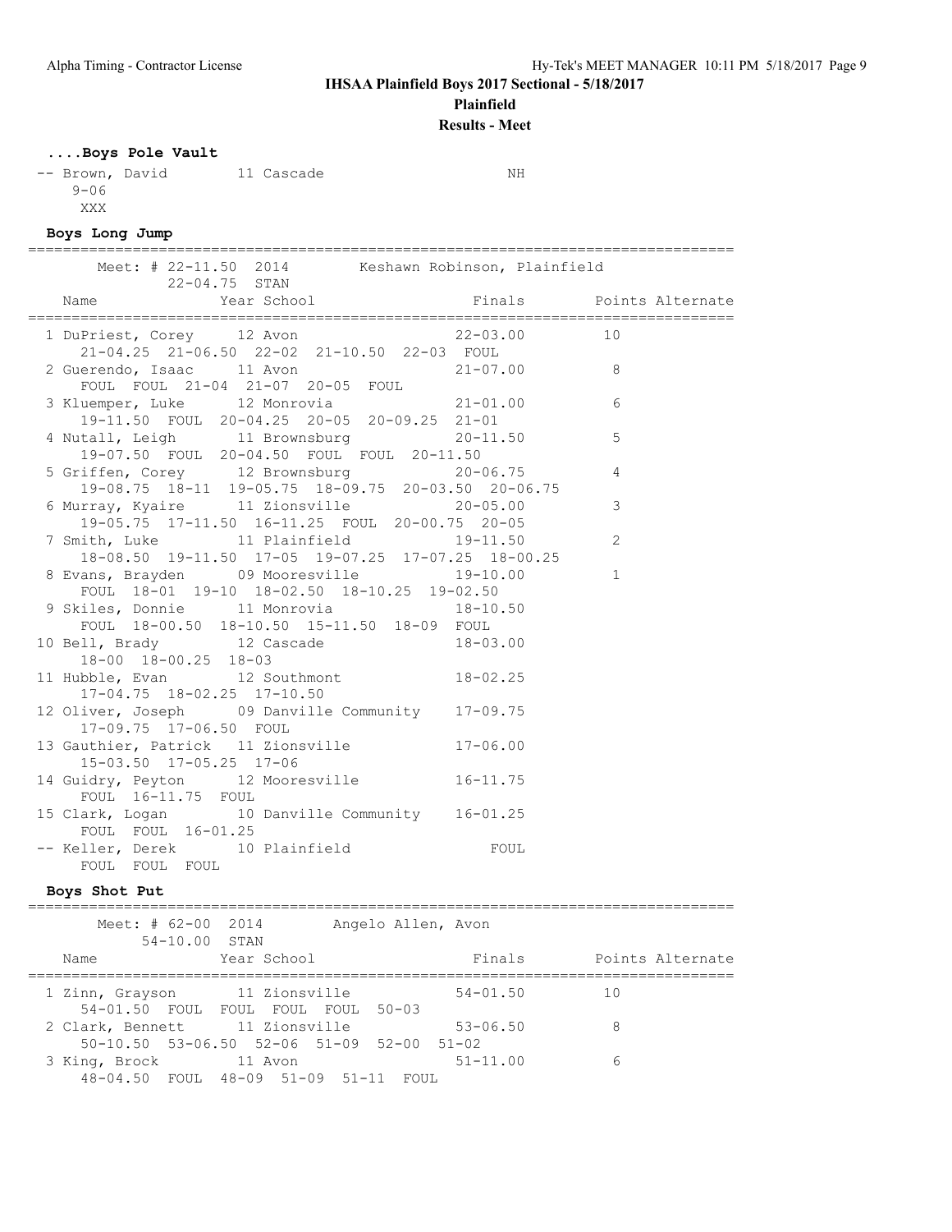**IHSAA Plainfield Boys 2017 Sectional - 5/18/2017**

**Plainfield**

**Results - Meet**

### ....Boys Pole Vault

| | Name | Year | School | Finals |
|---|---|---|---|---|
| -- | Brown, David | 11 | Cascade | NH |

9-06
XXX

### Boys Long Jump

Meet: # 22-11.50 2014 Keshawn Robinson, Plainfield
22-04.75 STAN

| Place | Name | Year | School | Finals | Points |
|---|---|---|---|---|---|
| 1 | DuPriest, Corey | 12 | Avon | 22-03.00 | 10 |
| | 21-04.25 21-06.50 22-02 21-10.50 22-03 FOUL | | | | |
| 2 | Guerendo, Isaac | 11 | Avon | 21-07.00 | 8 |
| | FOUL FOUL 21-04 21-07 20-05 FOUL | | | | |
| 3 | Kluemper, Luke | 12 | Monrovia | 21-01.00 | 6 |
| | 19-11.50 FOUL 20-04.25 20-05 20-09.25 21-01 | | | | |
| 4 | Nutall, Leigh | 11 | Brownsburg | 20-11.50 | 5 |
| | 19-07.50 FOUL 20-04.50 FOUL FOUL 20-11.50 | | | | |
| 5 | Griffen, Corey | 12 | Brownsburg | 20-06.75 | 4 |
| | 19-08.75 18-11 19-05.75 18-09.75 20-03.50 20-06.75 | | | | |
| 6 | Murray, Kyaire | 11 | Zionsville | 20-05.00 | 3 |
| | 19-05.75 17-11.50 16-11.25 FOUL 20-00.75 20-05 | | | | |
| 7 | Smith, Luke | 11 | Plainfield | 19-11.50 | 2 |
| | 18-08.50 19-11.50 17-05 19-07.25 17-07.25 18-00.25 | | | | |
| 8 | Evans, Brayden | 09 | Mooresville | 19-10.00 | 1 |
| | FOUL 18-01 19-10 18-02.50 18-10.25 19-02.50 | | | | |
| 9 | Skiles, Donnie | 11 | Monrovia | 18-10.50 | |
| | FOUL 18-00.50 18-10.50 15-11.50 18-09 FOUL | | | | |
| 10 | Bell, Brady | 12 | Cascade | 18-03.00 | |
| | 18-00 18-00.25 18-03 | | | | |
| 11 | Hubble, Evan | 12 | Southmont | 18-02.25 | |
| | 17-04.75 18-02.25 17-10.50 | | | | |
| 12 | Oliver, Joseph | 09 | Danville Community | 17-09.75 | |
| | 17-09.75 17-06.50 FOUL | | | | |
| 13 | Gauthier, Patrick | 11 | Zionsville | 17-06.00 | |
| | 15-03.50 17-05.25 17-06 | | | | |
| 14 | Guidry, Peyton | 12 | Mooresville | 16-11.75 | |
| | FOUL 16-11.75 FOUL | | | | |
| 15 | Clark, Logan | 10 | Danville Community | 16-01.25 | |
| | FOUL FOUL 16-01.25 | | | | |
| -- | Keller, Derek | 10 | Plainfield | FOUL | |
| | FOUL FOUL FOUL | | | | |

### Boys Shot Put

Meet: # 62-00 2014 Angelo Allen, Avon
54-10.00 STAN

| Place | Name | Year | School | Finals | Points |
|---|---|---|---|---|---|
| 1 | Zinn, Grayson | 11 | Zionsville | 54-01.50 | 10 |
| | 54-01.50 FOUL FOUL FOUL FOUL 50-03 | | | | |
| 2 | Clark, Bennett | 11 | Zionsville | 53-06.50 | 8 |
| | 50-10.50 53-06.50 52-06 51-09 52-00 51-02 | | | | |
| 3 | King, Brock | 11 | Avon | 51-11.00 | 6 |
| | 48-04.50 FOUL 48-09 51-09 51-11 FOUL | | | | |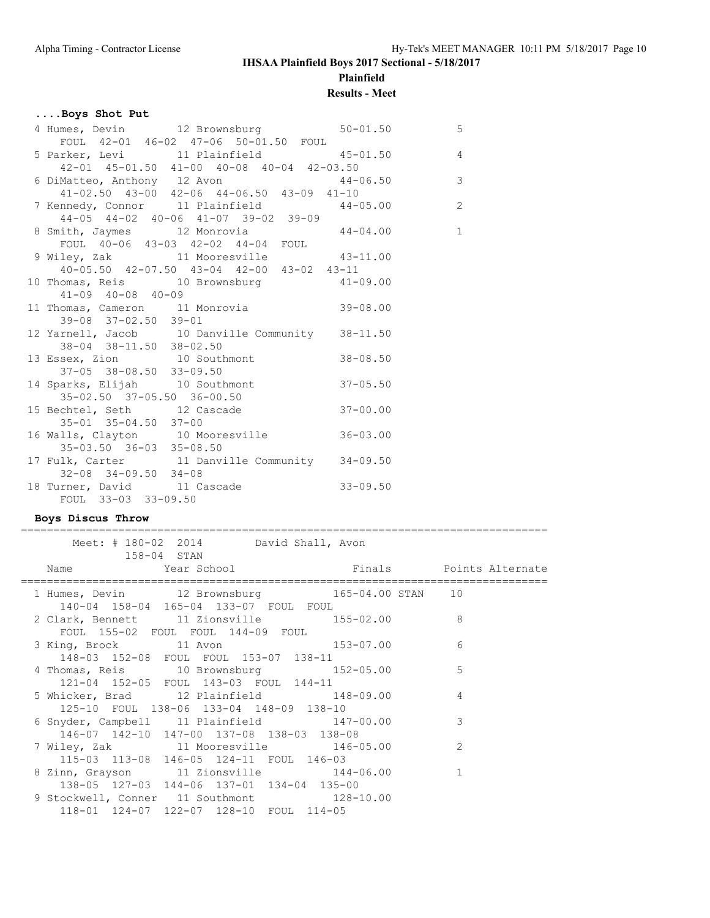**IHSAA Plainfield Boys 2017 Sectional - 5/18/2017**

**Plainfield**

**Results - Meet**

### ....Boys Shot Put

| Place | Name | Year | School | Finals | Points |
|---|---|---|---|---|---|
| 4 | Humes, Devin | 12 | Brownsburg | 50-01.50 | 5 |
| | FOUL 42-01 46-02 47-06 50-01.50 FOUL | | | | |
| 5 | Parker, Levi | 11 | Plainfield | 45-01.50 | 4 |
| | 42-01 45-01.50 41-00 40-08 40-04 42-03.50 | | | | |
| 6 | DiMatteo, Anthony | 12 | Avon | 44-06.50 | 3 |
| | 41-02.50 43-00 42-06 44-06.50 43-09 41-10 | | | | |
| 7 | Kennedy, Connor | 11 | Plainfield | 44-05.00 | 2 |
| | 44-05 44-02 40-06 41-07 39-02 39-09 | | | | |
| 8 | Smith, Jaymes | 12 | Monrovia | 44-04.00 | 1 |
| | FOUL 40-06 43-03 42-02 44-04 FOUL | | | | |
| 9 | Wiley, Zak | 11 | Mooresville | 43-11.00 | |
| | 40-05.50 42-07.50 43-04 42-00 43-02 43-11 | | | | |
| 10 | Thomas, Reis | 10 | Brownsburg | 41-09.00 | |
| | 41-09 40-08 40-09 | | | | |
| 11 | Thomas, Cameron | 11 | Monrovia | 39-08.00 | |
| | 39-08 37-02.50 39-01 | | | | |
| 12 | Yarnell, Jacob | 10 | Danville Community | 38-11.50 | |
| | 38-04 38-11.50 38-02.50 | | | | |
| 13 | Essex, Zion | 10 | Southmont | 38-08.50 | |
| | 37-05 38-08.50 33-09.50 | | | | |
| 14 | Sparks, Elijah | 10 | Southmont | 37-05.50 | |
| | 35-02.50 37-05.50 36-00.50 | | | | |
| 15 | Bechtel, Seth | 12 | Cascade | 37-00.00 | |
| | 35-01 35-04.50 37-00 | | | | |
| 16 | Walls, Clayton | 10 | Mooresville | 36-03.00 | |
| | 35-03.50 36-03 35-08.50 | | | | |
| 17 | Fulk, Carter | 11 | Danville Community | 34-09.50 | |
| | 32-08 34-09.50 34-08 | | | | |
| 18 | Turner, David | 11 | Cascade | 33-09.50 | |
| | FOUL 33-03 33-09.50 | | | | |

### Boys Discus Throw

Meet: # 180-02 2014 David Shall, Avon
158-04 STAN

| Place | Name | Year | School | Finals | Points | Alternate |
|---|---|---|---|---|---|---|
| 1 | Humes, Devin | 12 | Brownsburg | 165-04.00 STAN | 10 | |
| | 140-04 158-04 165-04 133-07 FOUL FOUL | | | | | |
| 2 | Clark, Bennett | 11 | Zionsville | 155-02.00 | 8 | |
| | FOUL 155-02 FOUL FOUL 144-09 FOUL | | | | | |
| 3 | King, Brock | 11 | Avon | 153-07.00 | 6 | |
| | 148-03 152-08 FOUL FOUL 153-07 138-11 | | | | | |
| 4 | Thomas, Reis | 10 | Brownsburg | 152-05.00 | 5 | |
| | 121-04 152-05 FOUL 143-03 FOUL 144-11 | | | | | |
| 5 | Whicker, Brad | 12 | Plainfield | 148-09.00 | 4 | |
| | 125-10 FOUL 138-06 133-04 148-09 138-10 | | | | | |
| 6 | Snyder, Campbell | 11 | Plainfield | 147-00.00 | 3 | |
| | 146-07 142-10 147-00 137-08 138-03 138-08 | | | | | |
| 7 | Wiley, Zak | 11 | Mooresville | 146-05.00 | 2 | |
| | 115-03 113-08 146-05 124-11 FOUL 146-03 | | | | | |
| 8 | Zinn, Grayson | 11 | Zionsville | 144-06.00 | 1 | |
| | 138-05 127-03 144-06 137-01 134-04 135-00 | | | | | |
| 9 | Stockwell, Conner | 11 | Southmont | 128-10.00 | | |
| | 118-01 124-07 122-07 128-10 FOUL 114-05 | | | | | |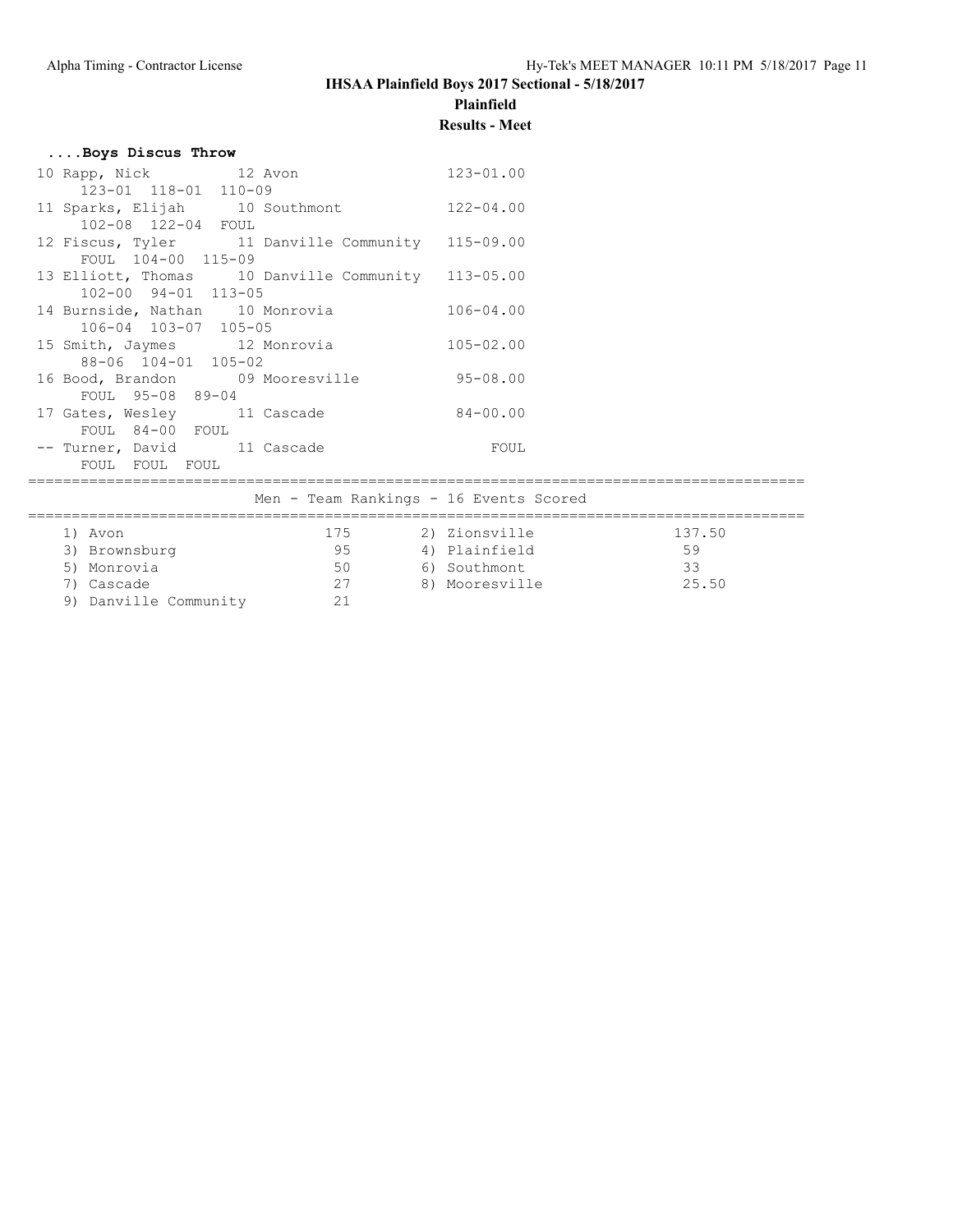**IHSAA Plainfield Boys 2017 Sectional - 5/18/2017**

**Plainfield**

**Results - Meet**

### ....Boys Discus Throw

| Place | Name | Year | School | Mark | Attempts |
|---|---|---|---|---|---|
| 10 | Rapp, Nick | 12 | Avon | 123-01.00 | 123-01 118-01 110-09 |
| 11 | Sparks, Elijah | 10 | Southmont | 122-04.00 | 102-08 122-04 FOUL |
| 12 | Fiscus, Tyler | 11 | Danville Community | 115-09.00 | FOUL 104-00 115-09 |
| 13 | Elliott, Thomas | 10 | Danville Community | 113-05.00 | 102-00 94-01 113-05 |
| 14 | Burnside, Nathan | 10 | Monrovia | 106-04.00 | 106-04 103-07 105-05 |
| 15 | Smith, Jaymes | 12 | Monrovia | 105-02.00 | 88-06 104-01 105-02 |
| 16 | Bood, Brandon | 09 | Mooresville | 95-08.00 | FOUL 95-08 89-04 |
| 17 | Gates, Wesley | 11 | Cascade | 84-00.00 | FOUL 84-00 FOUL |
| -- | Turner, David | 11 | Cascade | FOUL | FOUL FOUL FOUL |

### Men - Team Rankings - 16 Events Scored

| Rank | Team | Points | Rank | Team | Points |
|---|---|---|---|---|---|
| 1) | Avon | 175 | 2) | Zionsville | 137.50 |
| 3) | Brownsburg | 95 | 4) | Plainfield | 59 |
| 5) | Monrovia | 50 | 6) | Southmont | 33 |
| 7) | Cascade | 27 | 8) | Mooresville | 25.50 |
| 9) | Danville Community | 21 | | | |